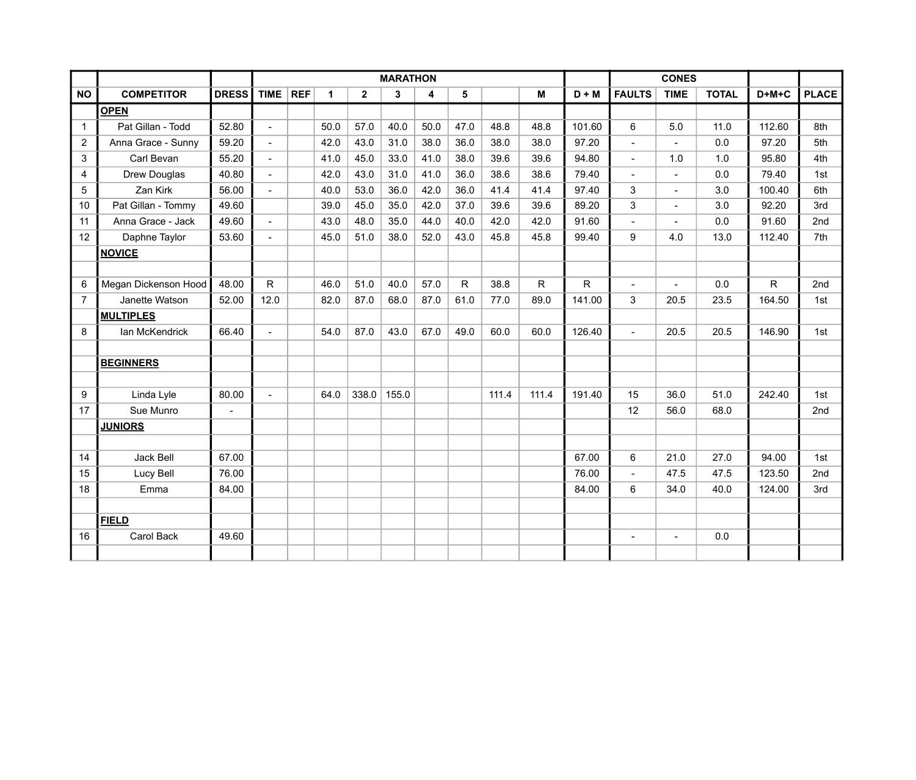| NO | COMPETITOR | DRESS | MARATHON | | | | | | | | | D + M | CONES | | | D+M+C | PLACE |
|---|---|---|---|---|---|---|---|---|---|---|---|---|---|---|---|---|---|
| | | | TIME | REF | 1 | 2 | 3 | 4 | 5 | | M | | FAULTS | TIME | TOTAL | | |
| | **OPEN** | | | | | | | | | | | | | | | | |
| 1 | Pat Gillan - Todd | 52.80 | - | | 50.0 | 57.0 | 40.0 | 50.0 | 47.0 | 48.8 | 48.8 | 101.60 | 6 | 5.0 | 11.0 | 112.60 | 8th |
| 2 | Anna Grace - Sunny | 59.20 | - | | 42.0 | 43.0 | 31.0 | 38.0 | 36.0 | 38.0 | 38.0 | 97.20 | - | - | 0.0 | 97.20 | 5th |
| 3 | Carl Bevan | 55.20 | - | | 41.0 | 45.0 | 33.0 | 41.0 | 38.0 | 39.6 | 39.6 | 94.80 | - | 1.0 | 1.0 | 95.80 | 4th |
| 4 | Drew Douglas | 40.80 | - | | 42.0 | 43.0 | 31.0 | 41.0 | 36.0 | 38.6 | 38.6 | 79.40 | - | - | 0.0 | 79.40 | 1st |
| 5 | Zan Kirk | 56.00 | - | | 40.0 | 53.0 | 36.0 | 42.0 | 36.0 | 41.4 | 41.4 | 97.40 | 3 | - | 3.0 | 100.40 | 6th |
| 10 | Pat Gillan - Tommy | 49.60 | | | 39.0 | 45.0 | 35.0 | 42.0 | 37.0 | 39.6 | 39.6 | 89.20 | 3 | - | 3.0 | 92.20 | 3rd |
| 11 | Anna Grace - Jack | 49.60 | - | | 43.0 | 48.0 | 35.0 | 44.0 | 40.0 | 42.0 | 42.0 | 91.60 | - | - | 0.0 | 91.60 | 2nd |
| 12 | Daphne Taylor | 53.60 | - | | 45.0 | 51.0 | 38.0 | 52.0 | 43.0 | 45.8 | 45.8 | 99.40 | 9 | 4.0 | 13.0 | 112.40 | 7th |
| | **NOVICE** | | | | | | | | | | | | | | | | |
| | | | | | | | | | | | | | | | | | |
| 6 | Megan Dickenson Hood | 48.00 | R | | 46.0 | 51.0 | 40.0 | 57.0 | R | 38.8 | R | R | - | - | 0.0 | R | 2nd |
| 7 | Janette Watson | 52.00 | 12.0 | | 82.0 | 87.0 | 68.0 | 87.0 | 61.0 | 77.0 | 89.0 | 141.00 | 3 | 20.5 | 23.5 | 164.50 | 1st |
| | **MULTIPLES** | | | | | | | | | | | | | | | | |
| 8 | Ian McKendrick | 66.40 | - | | 54.0 | 87.0 | 43.0 | 67.0 | 49.0 | 60.0 | 60.0 | 126.40 | - | 20.5 | 20.5 | 146.90 | 1st |
| | | | | | | | | | | | | | | | | | |
| | **BEGINNERS** | | | | | | | | | | | | | | | | |
| | | | | | | | | | | | | | | | | | |
| 9 | Linda Lyle | 80.00 | - | | 64.0 | 338.0 | 155.0 | | | 111.4 | 111.4 | 191.40 | 15 | 36.0 | 51.0 | 242.40 | 1st |
| 17 | Sue Munro | - | | | | | | | | | | | 12 | 56.0 | 68.0 | | 2nd |
| | **JUNIORS** | | | | | | | | | | | | | | | | |
| | | | | | | | | | | | | | | | | | |
| 14 | Jack Bell | 67.00 | | | | | | | | | | 67.00 | 6 | 21.0 | 27.0 | 94.00 | 1st |
| 15 | Lucy Bell | 76.00 | | | | | | | | | | 76.00 | - | 47.5 | 47.5 | 123.50 | 2nd |
| 18 | Emma | 84.00 | | | | | | | | | | 84.00 | 6 | 34.0 | 40.0 | 124.00 | 3rd |
| | | | | | | | | | | | | | | | | | |
| | **FIELD** | | | | | | | | | | | | | | | | |
| 16 | Carol Back | 49.60 | | | | | | | | | | | - | - | 0.0 | | |
| | | | | | | | | | | | | | | | | | |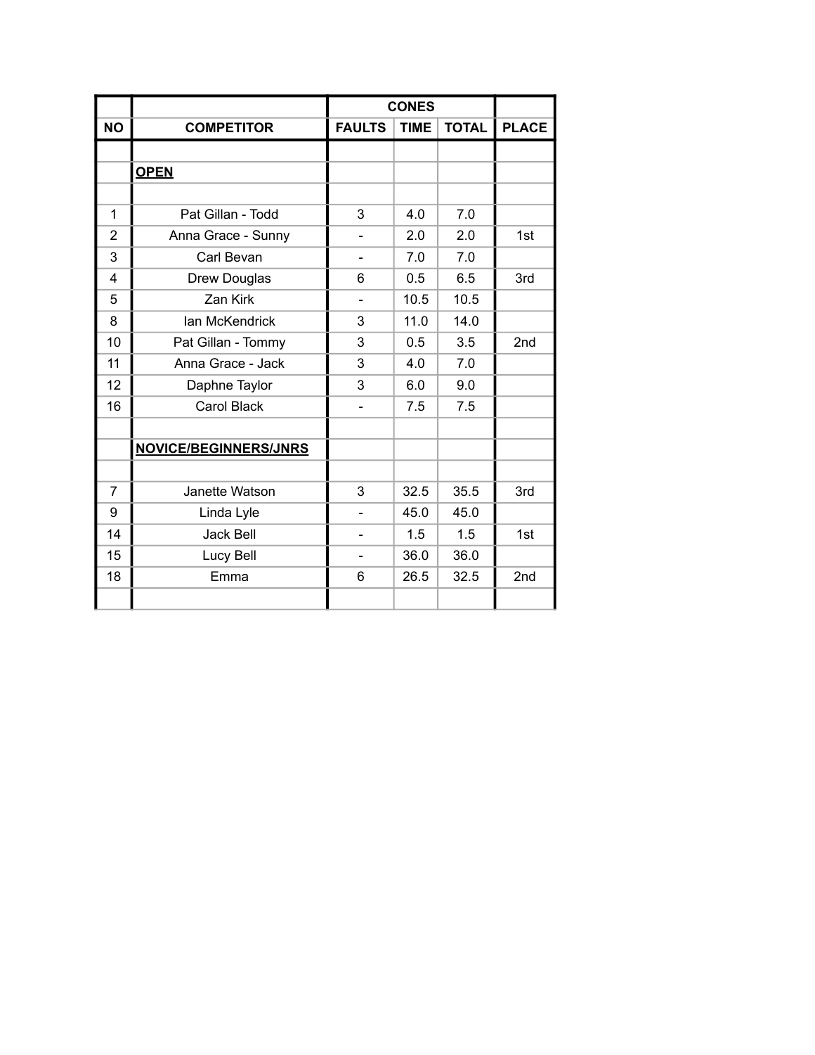| | | CONES | | | |
|---|---|---|---|---|---|
| NO | COMPETITOR | FAULTS | TIME | TOTAL | PLACE |
| | | | | | |
| | **OPEN** | | | | |
| | | | | | |
| 1 | Pat Gillan - Todd | 3 | 4.0 | 7.0 | |
| 2 | Anna Grace - Sunny | - | 2.0 | 2.0 | 1st |
| 3 | Carl Bevan | - | 7.0 | 7.0 | |
| 4 | Drew Douglas | 6 | 0.5 | 6.5 | 3rd |
| 5 | Zan Kirk | - | 10.5 | 10.5 | |
| 8 | Ian McKendrick | 3 | 11.0 | 14.0 | |
| 10 | Pat Gillan - Tommy | 3 | 0.5 | 3.5 | 2nd |
| 11 | Anna Grace - Jack | 3 | 4.0 | 7.0 | |
| 12 | Daphne Taylor | 3 | 6.0 | 9.0 | |
| 16 | Carol Black | - | 7.5 | 7.5 | |
| | | | | | |
| | **NOVICE/BEGINNERS/JNRS** | | | | |
| | | | | | |
| 7 | Janette Watson | 3 | 32.5 | 35.5 | 3rd |
| 9 | Linda Lyle | - | 45.0 | 45.0 | |
| 14 | Jack Bell | - | 1.5 | 1.5 | 1st |
| 15 | Lucy Bell | - | 36.0 | 36.0 | |
| 18 | Emma | 6 | 26.5 | 32.5 | 2nd |